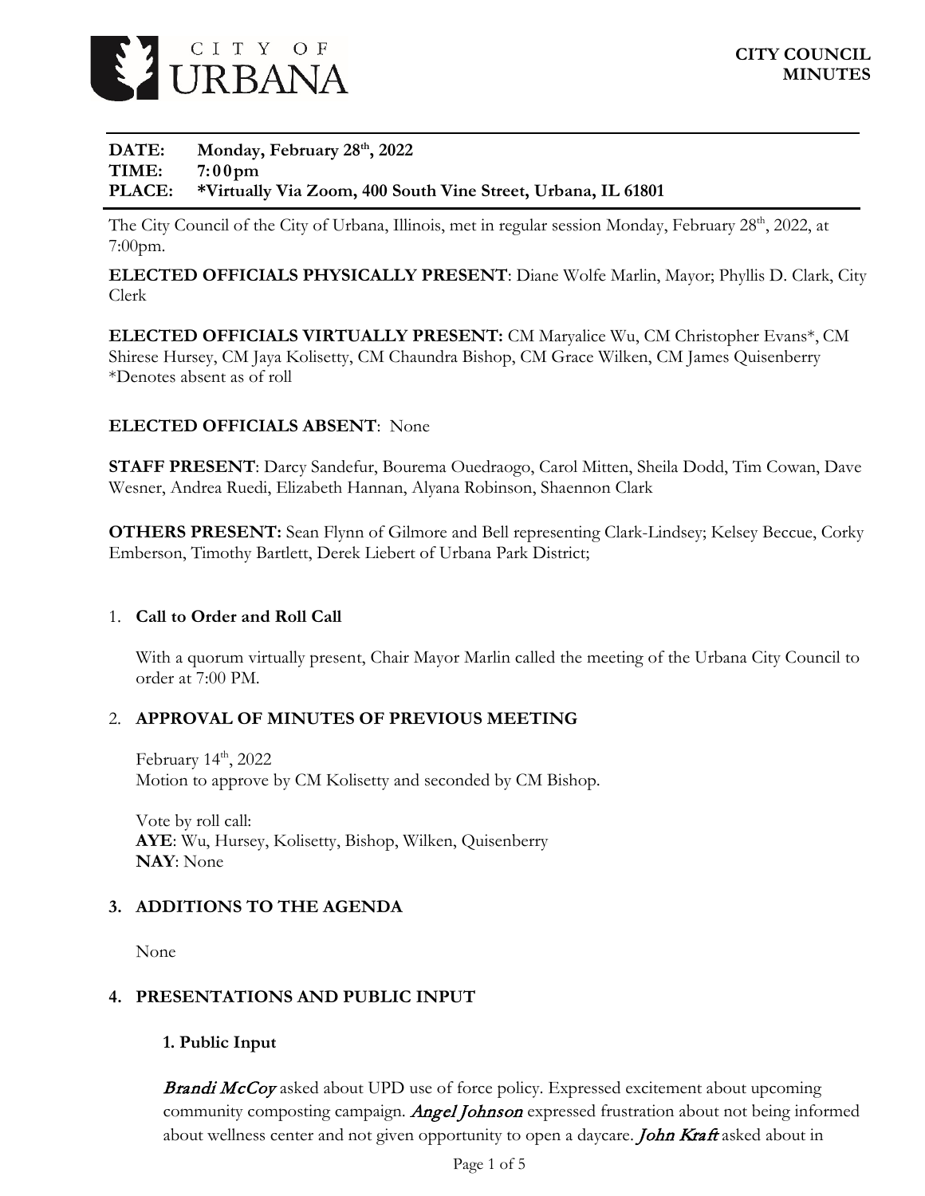**CITY OF URBANA**

**CITY COUNCIL MINUTES**

---

**DATE:** **Monday, February 28th, 2022**
**TIME:** **7:00pm**
**PLACE:** **\*Virtually Via Zoom, 400 South Vine Street, Urbana, IL 61801**

---

The City Council of the City of Urbana, Illinois, met in regular session Monday, February 28th, 2022, at 7:00pm.

**ELECTED OFFICIALS PHYSICALLY PRESENT**: Diane Wolfe Marlin, Mayor; Phyllis D. Clark, City Clerk

**ELECTED OFFICIALS VIRTUALLY PRESENT:** CM Maryalice Wu, CM Christopher Evans\*, CM Shirese Hursey, CM Jaya Kolisetty, CM Chaundra Bishop, CM Grace Wilken, CM James Quisenberry
\*Denotes absent as of roll

**ELECTED OFFICIALS ABSENT**: None

**STAFF PRESENT**: Darcy Sandefur, Bourema Ouedraogo, Carol Mitten, Sheila Dodd, Tim Cowan, Dave Wesner, Andrea Ruedi, Elizabeth Hannan, Alyana Robinson, Shaennon Clark

**OTHERS PRESENT:** Sean Flynn of Gilmore and Bell representing Clark-Lindsey; Kelsey Beccue, Corky Emberson, Timothy Bartlett, Derek Liebert of Urbana Park District;

1. **Call to Order and Roll Call**

   With a quorum virtually present, Chair Mayor Marlin called the meeting of the Urbana City Council to order at 7:00 PM.

2. **APPROVAL OF MINUTES OF PREVIOUS MEETING**

   February 14th, 2022
   Motion to approve by CM Kolisetty and seconded by CM Bishop.

   Vote by roll call:
   **AYE**: Wu, Hursey, Kolisetty, Bishop, Wilken, Quisenberry
   **NAY**: None

3. **ADDITIONS TO THE AGENDA**

   None

4. **PRESENTATIONS AND PUBLIC INPUT**

   **1. Public Input**

   ***Brandi McCoy*** asked about UPD use of force policy. Expressed excitement about upcoming community composting campaign. ***Angel Johnson*** expressed frustration about not being informed about wellness center and not given opportunity to open a daycare. ***John Kraft*** asked about in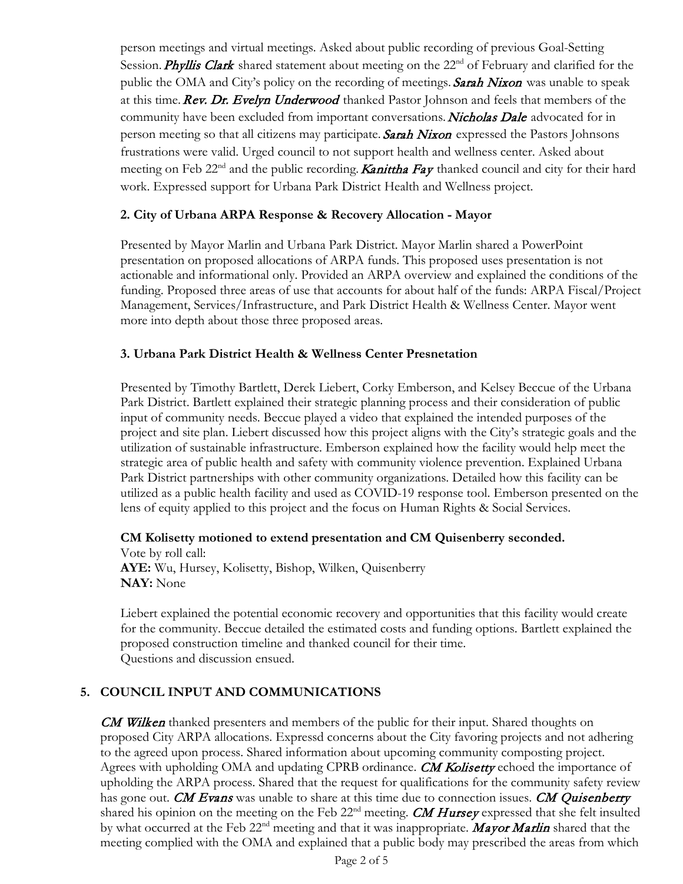person meetings and virtual meetings. Asked about public recording of previous Goal-Setting Session. ***Phyllis Clark*** shared statement about meeting on the 22nd of February and clarified for the public the OMA and City's policy on the recording of meetings. ***Sarah Nixon*** was unable to speak at this time. ***Rev. Dr. Evelyn Underwood*** thanked Pastor Johnson and feels that members of the community have been excluded from important conversations. ***Nicholas Dale*** advocated for in person meeting so that all citizens may participate. ***Sarah Nixon*** expressed the Pastors Johnsons frustrations were valid. Urged council to not support health and wellness center. Asked about meeting on Feb 22nd and the public recording. ***Kanittha Fay*** thanked council and city for their hard work. Expressed support for Urbana Park District Health and Wellness project.

### 2. City of Urbana ARPA Response & Recovery Allocation - Mayor

Presented by Mayor Marlin and Urbana Park District. Mayor Marlin shared a PowerPoint presentation on proposed allocations of ARPA funds. This proposed uses presentation is not actionable and informational only. Provided an ARPA overview and explained the conditions of the funding. Proposed three areas of use that accounts for about half of the funds: ARPA Fiscal/Project Management, Services/Infrastructure, and Park District Health & Wellness Center. Mayor went more into depth about those three proposed areas.

### 3. Urbana Park District Health & Wellness Center Presnetation

Presented by Timothy Bartlett, Derek Liebert, Corky Emberson, and Kelsey Beccue of the Urbana Park District. Bartlett explained their strategic planning process and their consideration of public input of community needs. Beccue played a video that explained the intended purposes of the project and site plan. Liebert discussed how this project aligns with the City's strategic goals and the utilization of sustainable infrastructure. Emberson explained how the facility would help meet the strategic area of public health and safety with community violence prevention. Explained Urbana Park District partnerships with other community organizations. Detailed how this facility can be utilized as a public health facility and used as COVID-19 response tool. Emberson presented on the lens of equity applied to this project and the focus on Human Rights & Social Services.

**CM Kolisetty motioned to extend presentation and CM Quisenberry seconded.**
Vote by roll call:
**AYE:** Wu, Hursey, Kolisetty, Bishop, Wilken, Quisenberry
**NAY:** None

Liebert explained the potential economic recovery and opportunities that this facility would create for the community. Beccue detailed the estimated costs and funding options. Bartlett explained the proposed construction timeline and thanked council for their time.
Questions and discussion ensued.

## 5. COUNCIL INPUT AND COMMUNICATIONS

***CM Wilken*** thanked presenters and members of the public for their input. Shared thoughts on proposed City ARPA allocations. Expressd concerns about the City favoring projects and not adhering to the agreed upon process. Shared information about upcoming community composting project. Agrees with upholding OMA and updating CPRB ordinance. ***CM Kolisetty*** echoed the importance of upholding the ARPA process. Shared that the request for qualifications for the community safety review has gone out. ***CM Evans*** was unable to share at this time due to connection issues. ***CM Quisenberry*** shared his opinion on the meeting on the Feb 22nd meeting. ***CM Hursey*** expressed that she felt insulted by what occurred at the Feb 22nd meeting and that it was inappropriate. ***Mayor Marlin*** shared that the meeting complied with the OMA and explained that a public body may prescribed the areas from which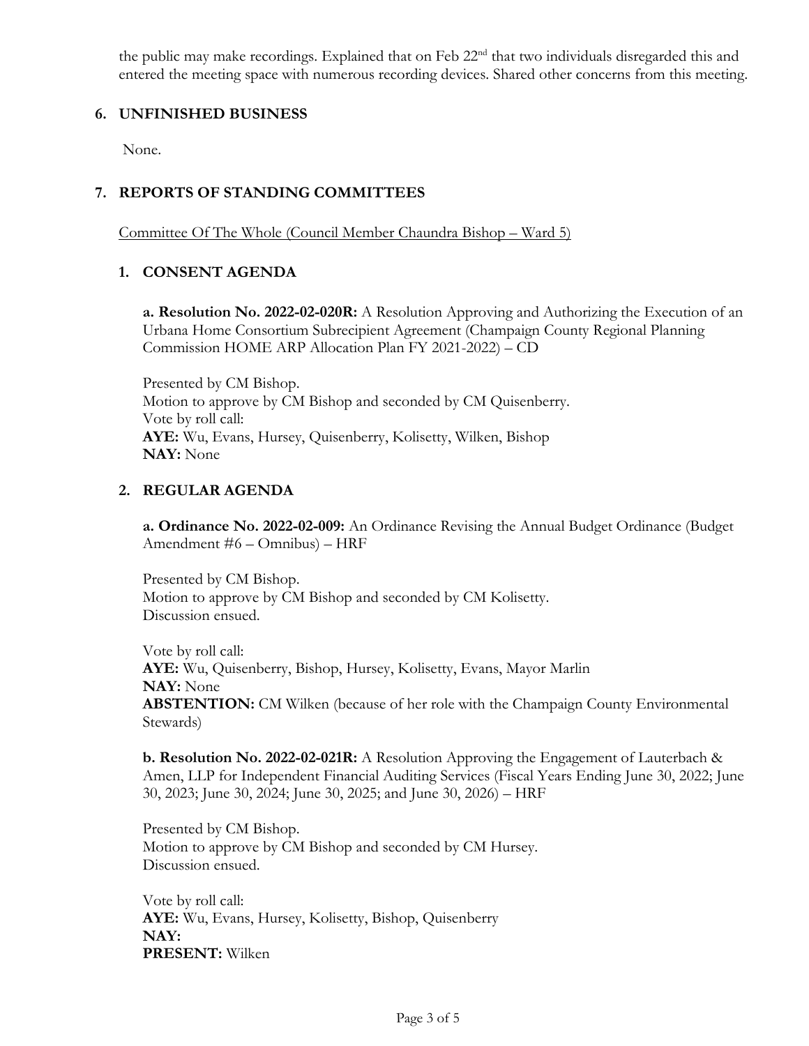the public may make recordings. Explained that on Feb 22nd that two individuals disregarded this and entered the meeting space with numerous recording devices. Shared other concerns from this meeting.

## 6. UNFINISHED BUSINESS

None.

## 7. REPORTS OF STANDING COMMITTEES

Committee Of The Whole (Council Member Chaundra Bishop – Ward 5)

### 1. CONSENT AGENDA

**a. Resolution No. 2022-02-020R:** A Resolution Approving and Authorizing the Execution of an Urbana Home Consortium Subrecipient Agreement (Champaign County Regional Planning Commission HOME ARP Allocation Plan FY 2021-2022) – CD

Presented by CM Bishop.
Motion to approve by CM Bishop and seconded by CM Quisenberry.
Vote by roll call:
**AYE:** Wu, Evans, Hursey, Quisenberry, Kolisetty, Wilken, Bishop
**NAY:** None

### 2. REGULAR AGENDA

**a. Ordinance No. 2022-02-009:** An Ordinance Revising the Annual Budget Ordinance (Budget Amendment #6 – Omnibus) – HRF

Presented by CM Bishop.
Motion to approve by CM Bishop and seconded by CM Kolisetty.
Discussion ensued.

Vote by roll call:
**AYE:** Wu, Quisenberry, Bishop, Hursey, Kolisetty, Evans, Mayor Marlin
**NAY:** None
**ABSTENTION:** CM Wilken (because of her role with the Champaign County Environmental Stewards)

**b. Resolution No. 2022-02-021R:** A Resolution Approving the Engagement of Lauterbach & Amen, LLP for Independent Financial Auditing Services (Fiscal Years Ending June 30, 2022; June 30, 2023; June 30, 2024; June 30, 2025; and June 30, 2026) – HRF

Presented by CM Bishop.
Motion to approve by CM Bishop and seconded by CM Hursey.
Discussion ensued.

Vote by roll call:
**AYE:** Wu, Evans, Hursey, Kolisetty, Bishop, Quisenberry
**NAY:**
**PRESENT:** Wilken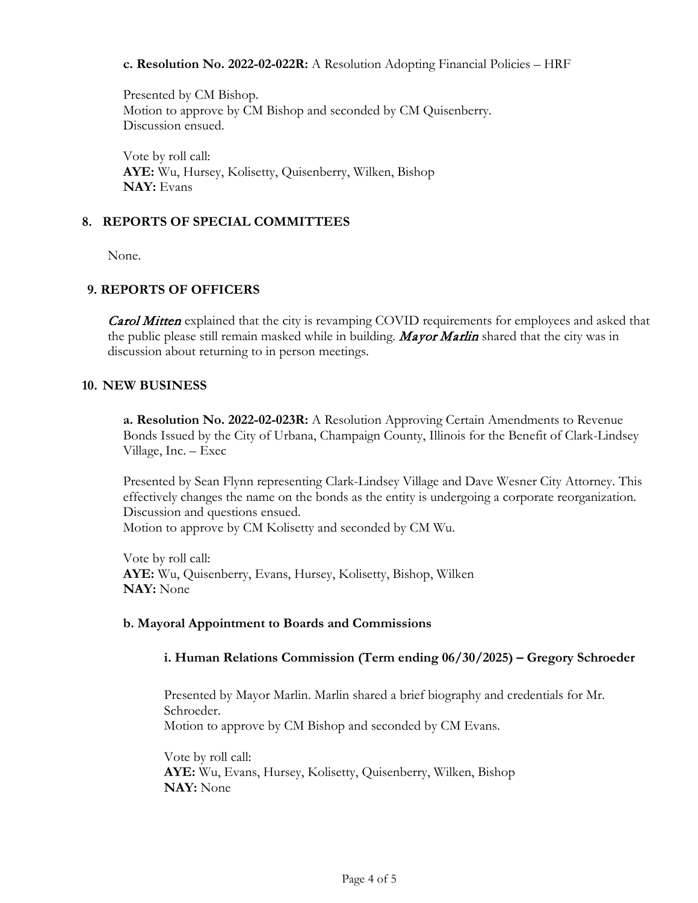**c. Resolution No. 2022-02-022R:** A Resolution Adopting Financial Policies – HRF

Presented by CM Bishop.
Motion to approve by CM Bishop and seconded by CM Quisenberry.
Discussion ensued.

Vote by roll call:
**AYE:** Wu, Hursey, Kolisetty, Quisenberry, Wilken, Bishop
**NAY:** Evans

## 8. REPORTS OF SPECIAL COMMITTEES

None.

## 9. REPORTS OF OFFICERS

*Carol Mitten* explained that the city is revamping COVID requirements for employees and asked that the public please still remain masked while in building. *Mayor Marlin* shared that the city was in discussion about returning to in person meetings.

## 10. NEW BUSINESS

**a. Resolution No. 2022-02-023R:** A Resolution Approving Certain Amendments to Revenue Bonds Issued by the City of Urbana, Champaign County, Illinois for the Benefit of Clark-Lindsey Village, Inc. – Exec

Presented by Sean Flynn representing Clark-Lindsey Village and Dave Wesner City Attorney. This effectively changes the name on the bonds as the entity is undergoing a corporate reorganization. Discussion and questions ensued.
Motion to approve by CM Kolisetty and seconded by CM Wu.

Vote by roll call:
**AYE:** Wu, Quisenberry, Evans, Hursey, Kolisetty, Bishop, Wilken
**NAY:** None

**b. Mayoral Appointment to Boards and Commissions**

**i. Human Relations Commission (Term ending 06/30/2025) – Gregory Schroeder**

Presented by Mayor Marlin. Marlin shared a brief biography and credentials for Mr. Schroeder.
Motion to approve by CM Bishop and seconded by CM Evans.

Vote by roll call:
**AYE:** Wu, Evans, Hursey, Kolisetty, Quisenberry, Wilken, Bishop
**NAY:** None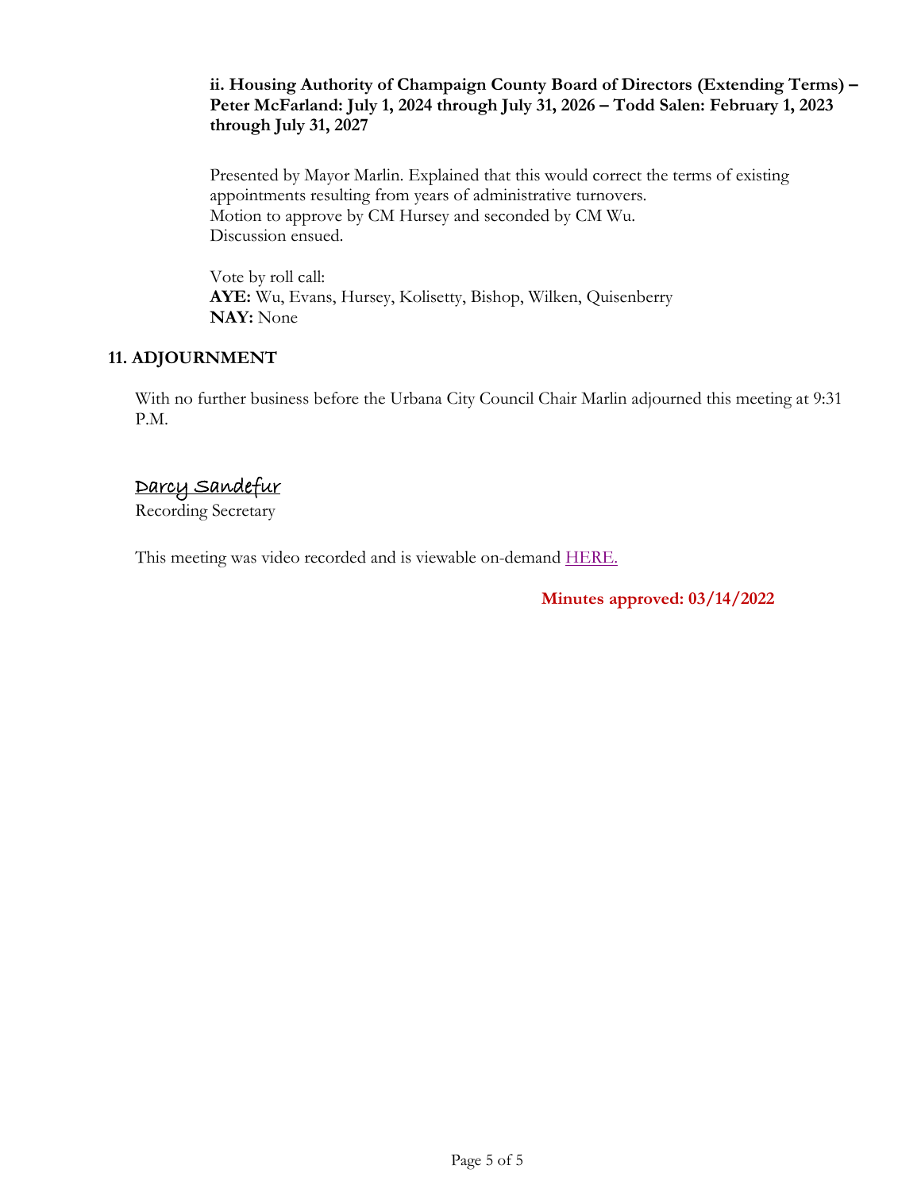**ii. Housing Authority of Champaign County Board of Directors (Extending Terms) – Peter McFarland: July 1, 2024 through July 31, 2026 – Todd Salen: February 1, 2023 through July 31, 2027**

Presented by Mayor Marlin. Explained that this would correct the terms of existing appointments resulting from years of administrative turnovers.
Motion to approve by CM Hursey and seconded by CM Wu.
Discussion ensued.

Vote by roll call:
**AYE:** Wu, Evans, Hursey, Kolisetty, Bishop, Wilken, Quisenberry
**NAY:** None

## 11. ADJOURNMENT

With no further business before the Urbana City Council Chair Marlin adjourned this meeting at 9:31 P.M.

Darcy Sandefur
Recording Secretary

This meeting was video recorded and is viewable on-demand HERE.

**Minutes approved: 03/14/2022**